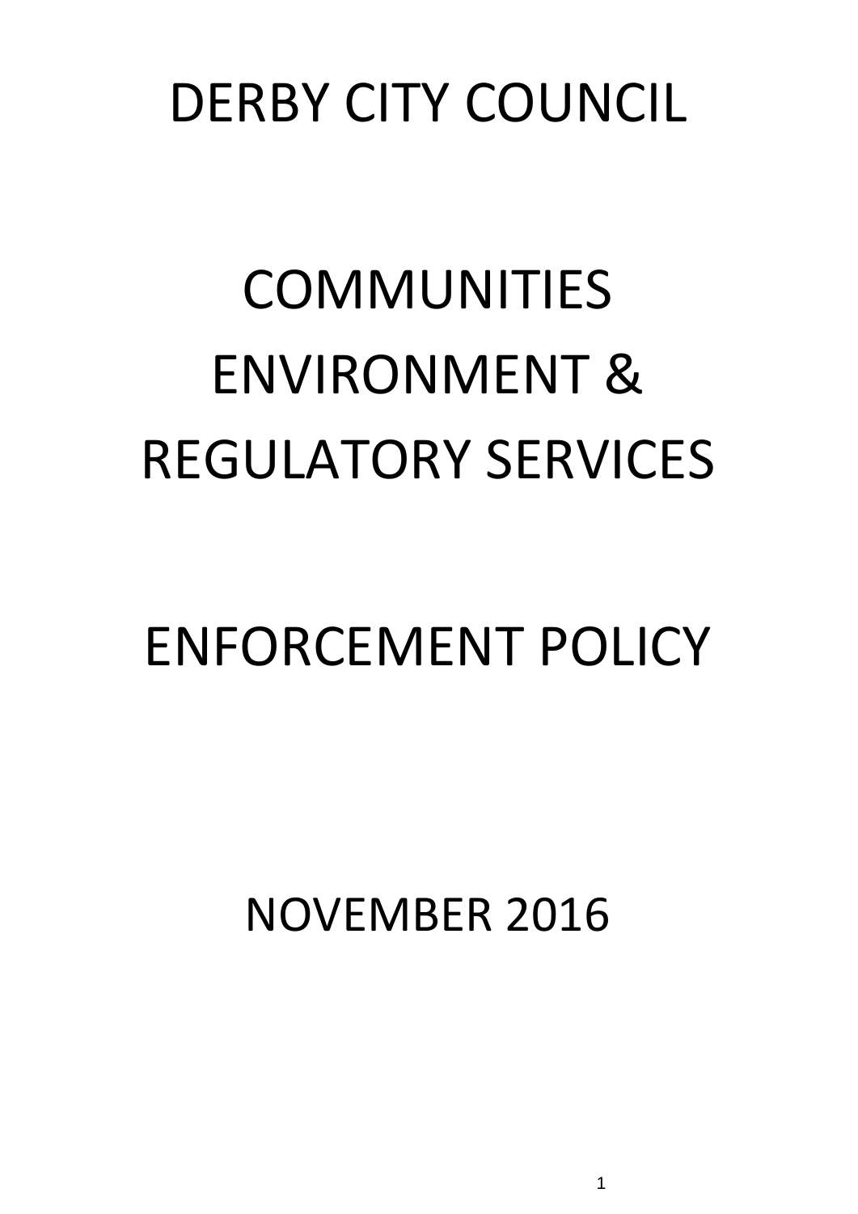# DERBY CITY COUNCIL

# COMMUNITIES ENVIRONMENT & REGULATORY SERVICES

# ENFORCEMENT POLICY

## NOVEMBER 2016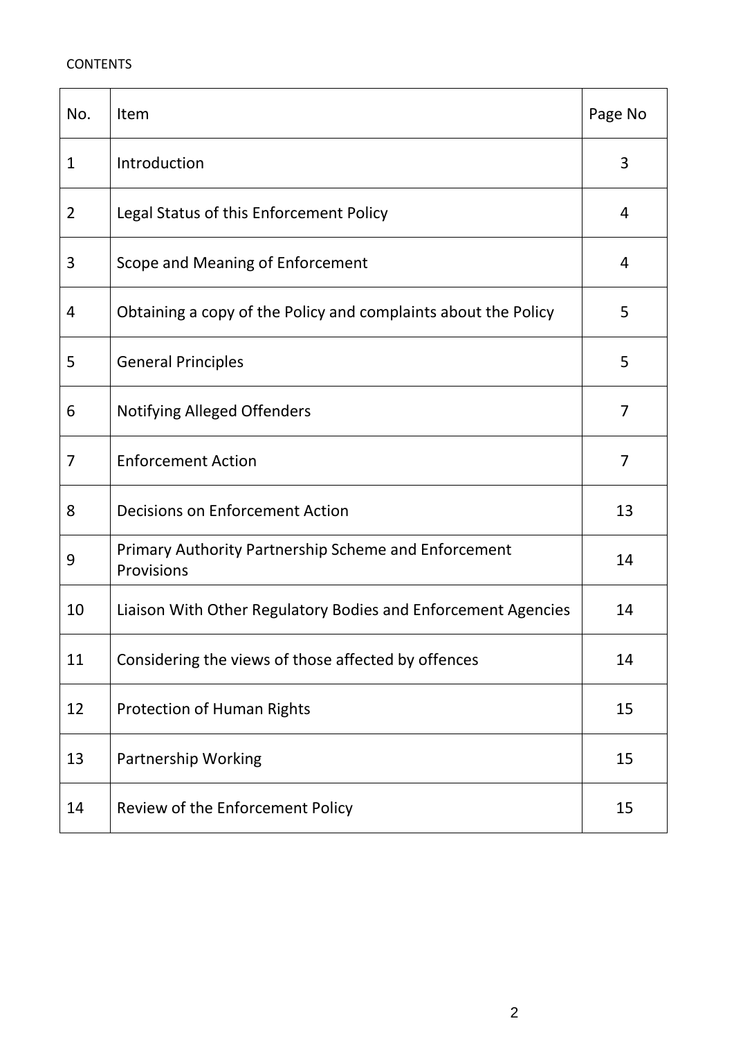CONTENTS

| No. | Item | Page No |
|---|---|---|
| 1 | Introduction | 3 |
| 2 | Legal Status of this Enforcement Policy | 4 |
| 3 | Scope and Meaning of Enforcement | 4 |
| 4 | Obtaining a copy of the Policy and complaints about the Policy | 5 |
| 5 | General Principles | 5 |
| 6 | Notifying Alleged Offenders | 7 |
| 7 | Enforcement Action | 7 |
| 8 | Decisions on Enforcement Action | 13 |
| 9 | Primary Authority Partnership Scheme and Enforcement Provisions | 14 |
| 10 | Liaison With Other Regulatory Bodies and Enforcement Agencies | 14 |
| 11 | Considering the views of those affected by offences | 14 |
| 12 | Protection of Human Rights | 15 |
| 13 | Partnership Working | 15 |
| 14 | Review of the Enforcement Policy | 15 |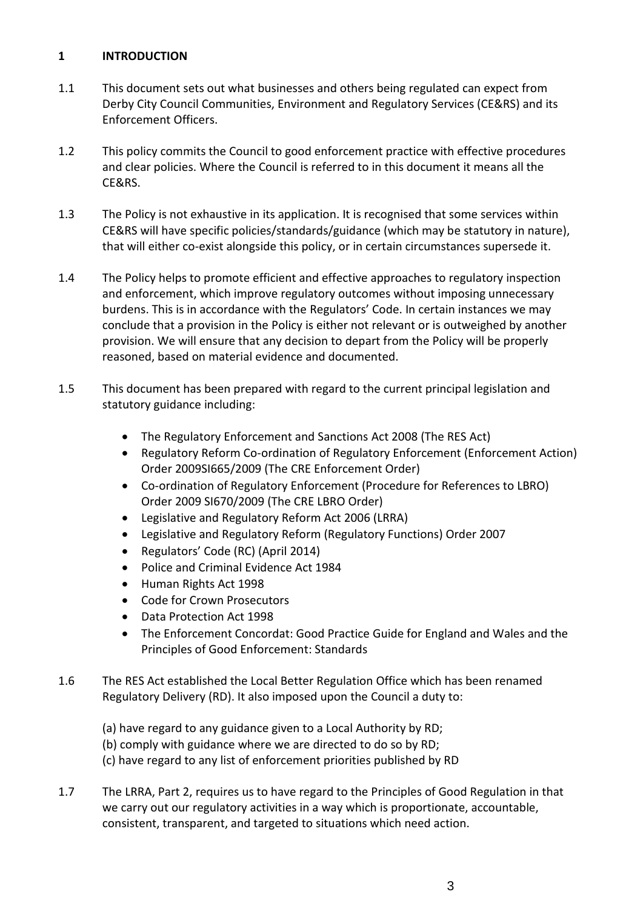## 1 INTRODUCTION

1.1 This document sets out what businesses and others being regulated can expect from Derby City Council Communities, Environment and Regulatory Services (CE&RS) and its Enforcement Officers.

1.2 This policy commits the Council to good enforcement practice with effective procedures and clear policies. Where the Council is referred to in this document it means all the CE&RS.

1.3 The Policy is not exhaustive in its application. It is recognised that some services within CE&RS will have specific policies/standards/guidance (which may be statutory in nature), that will either co-exist alongside this policy, or in certain circumstances supersede it.

1.4 The Policy helps to promote efficient and effective approaches to regulatory inspection and enforcement, which improve regulatory outcomes without imposing unnecessary burdens. This is in accordance with the Regulators' Code. In certain instances we may conclude that a provision in the Policy is either not relevant or is outweighed by another provision. We will ensure that any decision to depart from the Policy will be properly reasoned, based on material evidence and documented.

1.5 This document has been prepared with regard to the current principal legislation and statutory guidance including:

- The Regulatory Enforcement and Sanctions Act 2008 (The RES Act)
- Regulatory Reform Co-ordination of Regulatory Enforcement (Enforcement Action) Order 2009SI665/2009 (The CRE Enforcement Order)
- Co-ordination of Regulatory Enforcement (Procedure for References to LBRO) Order 2009 SI670/2009 (The CRE LBRO Order)
- Legislative and Regulatory Reform Act 2006 (LRRA)
- Legislative and Regulatory Reform (Regulatory Functions) Order 2007
- Regulators' Code (RC) (April 2014)
- Police and Criminal Evidence Act 1984
- Human Rights Act 1998
- Code for Crown Prosecutors
- Data Protection Act 1998
- The Enforcement Concordat: Good Practice Guide for England and Wales and the Principles of Good Enforcement: Standards

1.6 The RES Act established the Local Better Regulation Office which has been renamed Regulatory Delivery (RD). It also imposed upon the Council a duty to:

(a) have regard to any guidance given to a Local Authority by RD;
(b) comply with guidance where we are directed to do so by RD;
(c) have regard to any list of enforcement priorities published by RD

1.7 The LRRA, Part 2, requires us to have regard to the Principles of Good Regulation in that we carry out our regulatory activities in a way which is proportionate, accountable, consistent, transparent, and targeted to situations which need action.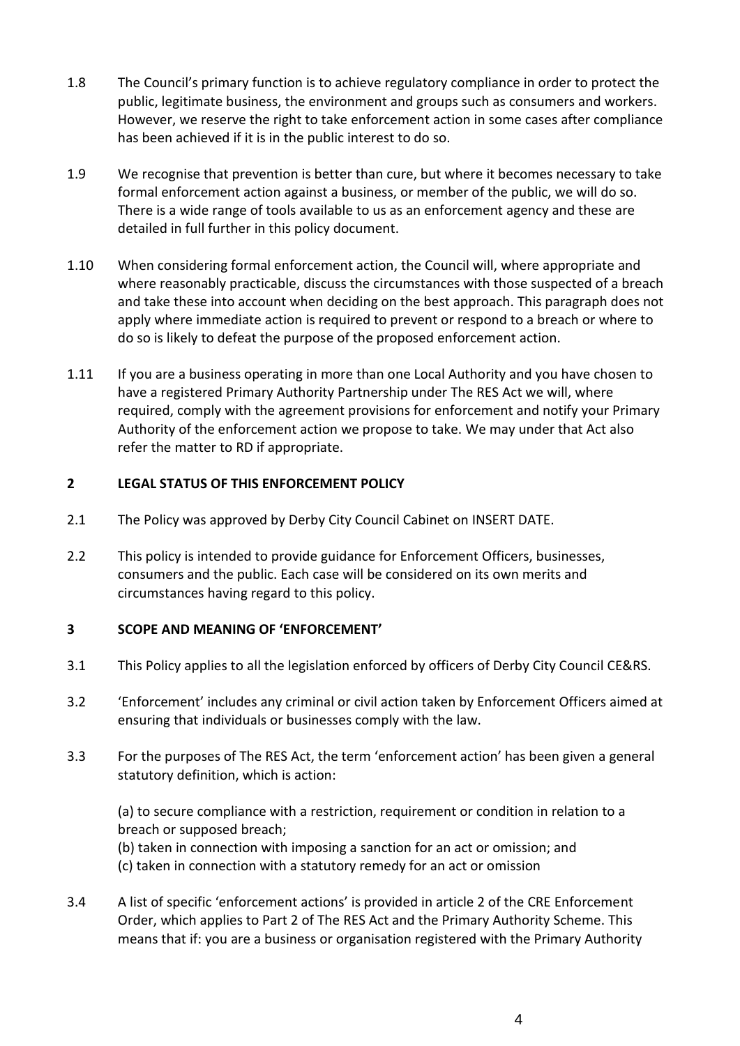1.8 The Council's primary function is to achieve regulatory compliance in order to protect the public, legitimate business, the environment and groups such as consumers and workers. However, we reserve the right to take enforcement action in some cases after compliance has been achieved if it is in the public interest to do so.

1.9 We recognise that prevention is better than cure, but where it becomes necessary to take formal enforcement action against a business, or member of the public, we will do so. There is a wide range of tools available to us as an enforcement agency and these are detailed in full further in this policy document.

1.10 When considering formal enforcement action, the Council will, where appropriate and where reasonably practicable, discuss the circumstances with those suspected of a breach and take these into account when deciding on the best approach. This paragraph does not apply where immediate action is required to prevent or respond to a breach or where to do so is likely to defeat the purpose of the proposed enforcement action.

1.11 If you are a business operating in more than one Local Authority and you have chosen to have a registered Primary Authority Partnership under The RES Act we will, where required, comply with the agreement provisions for enforcement and notify your Primary Authority of the enforcement action we propose to take. We may under that Act also refer the matter to RD if appropriate.

## 2 LEGAL STATUS OF THIS ENFORCEMENT POLICY

2.1 The Policy was approved by Derby City Council Cabinet on INSERT DATE.

2.2 This policy is intended to provide guidance for Enforcement Officers, businesses, consumers and the public. Each case will be considered on its own merits and circumstances having regard to this policy.

## 3 SCOPE AND MEANING OF 'ENFORCEMENT'

3.1 This Policy applies to all the legislation enforced by officers of Derby City Council CE&RS.

3.2 'Enforcement' includes any criminal or civil action taken by Enforcement Officers aimed at ensuring that individuals or businesses comply with the law.

3.3 For the purposes of The RES Act, the term 'enforcement action' has been given a general statutory definition, which is action:

(a) to secure compliance with a restriction, requirement or condition in relation to a breach or supposed breach;
(b) taken in connection with imposing a sanction for an act or omission; and
(c) taken in connection with a statutory remedy for an act or omission

3.4 A list of specific 'enforcement actions' is provided in article 2 of the CRE Enforcement Order, which applies to Part 2 of The RES Act and the Primary Authority Scheme. This means that if: you are a business or organisation registered with the Primary Authority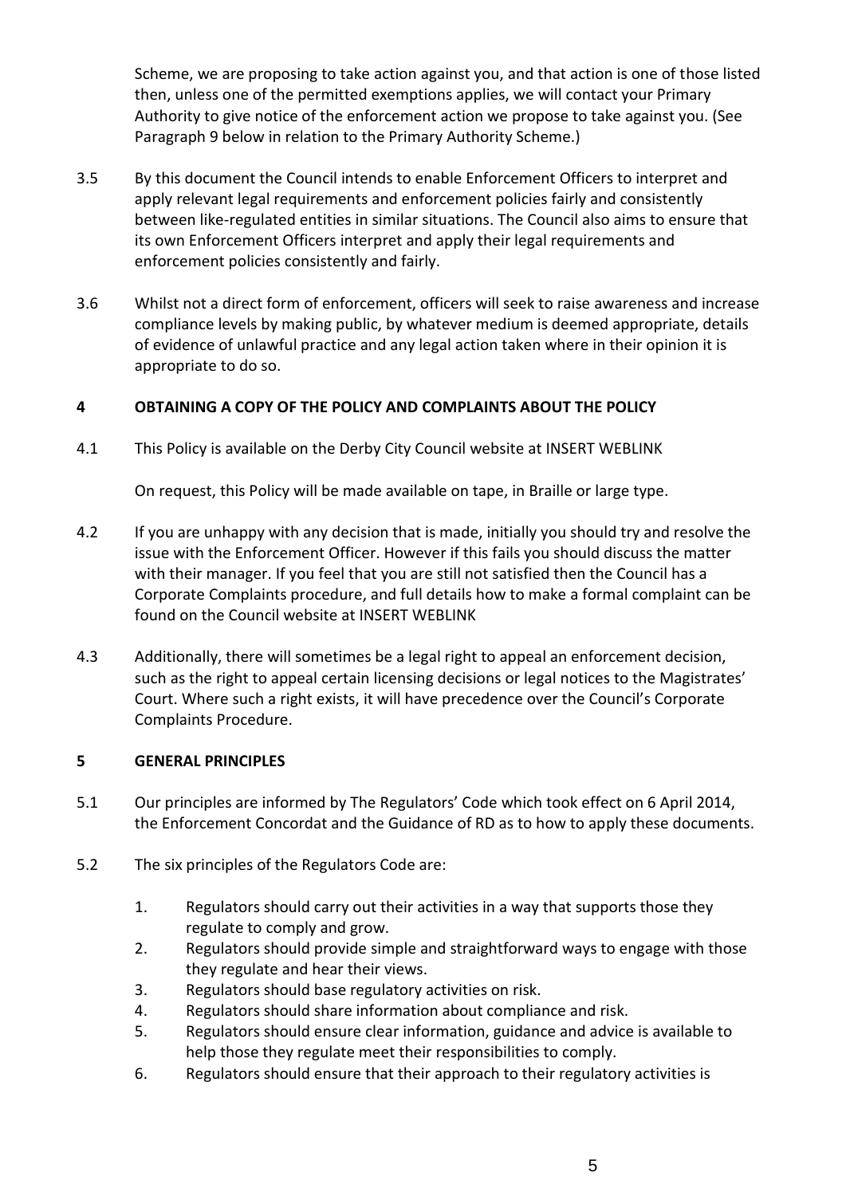Scheme, we are proposing to take action against you, and that action is one of those listed then, unless one of the permitted exemptions applies, we will contact your Primary Authority to give notice of the enforcement action we propose to take against you. (See Paragraph 9 below in relation to the Primary Authority Scheme.)

3.5 By this document the Council intends to enable Enforcement Officers to interpret and apply relevant legal requirements and enforcement policies fairly and consistently between like-regulated entities in similar situations. The Council also aims to ensure that its own Enforcement Officers interpret and apply their legal requirements and enforcement policies consistently and fairly.

3.6 Whilst not a direct form of enforcement, officers will seek to raise awareness and increase compliance levels by making public, by whatever medium is deemed appropriate, details of evidence of unlawful practice and any legal action taken where in their opinion it is appropriate to do so.

## 4 OBTAINING A COPY OF THE POLICY AND COMPLAINTS ABOUT THE POLICY

4.1 This Policy is available on the Derby City Council website at INSERT WEBLINK

On request, this Policy will be made available on tape, in Braille or large type.

4.2 If you are unhappy with any decision that is made, initially you should try and resolve the issue with the Enforcement Officer. However if this fails you should discuss the matter with their manager. If you feel that you are still not satisfied then the Council has a Corporate Complaints procedure, and full details how to make a formal complaint can be found on the Council website at INSERT WEBLINK

4.3 Additionally, there will sometimes be a legal right to appeal an enforcement decision, such as the right to appeal certain licensing decisions or legal notices to the Magistrates' Court. Where such a right exists, it will have precedence over the Council's Corporate Complaints Procedure.

## 5 GENERAL PRINCIPLES

5.1 Our principles are informed by The Regulators' Code which took effect on 6 April 2014, the Enforcement Concordat and the Guidance of RD as to how to apply these documents.

5.2 The six principles of the Regulators Code are:

1. Regulators should carry out their activities in a way that supports those they regulate to comply and grow.
2. Regulators should provide simple and straightforward ways to engage with those they regulate and hear their views.
3. Regulators should base regulatory activities on risk.
4. Regulators should share information about compliance and risk.
5. Regulators should ensure clear information, guidance and advice is available to help those they regulate meet their responsibilities to comply.
6. Regulators should ensure that their approach to their regulatory activities is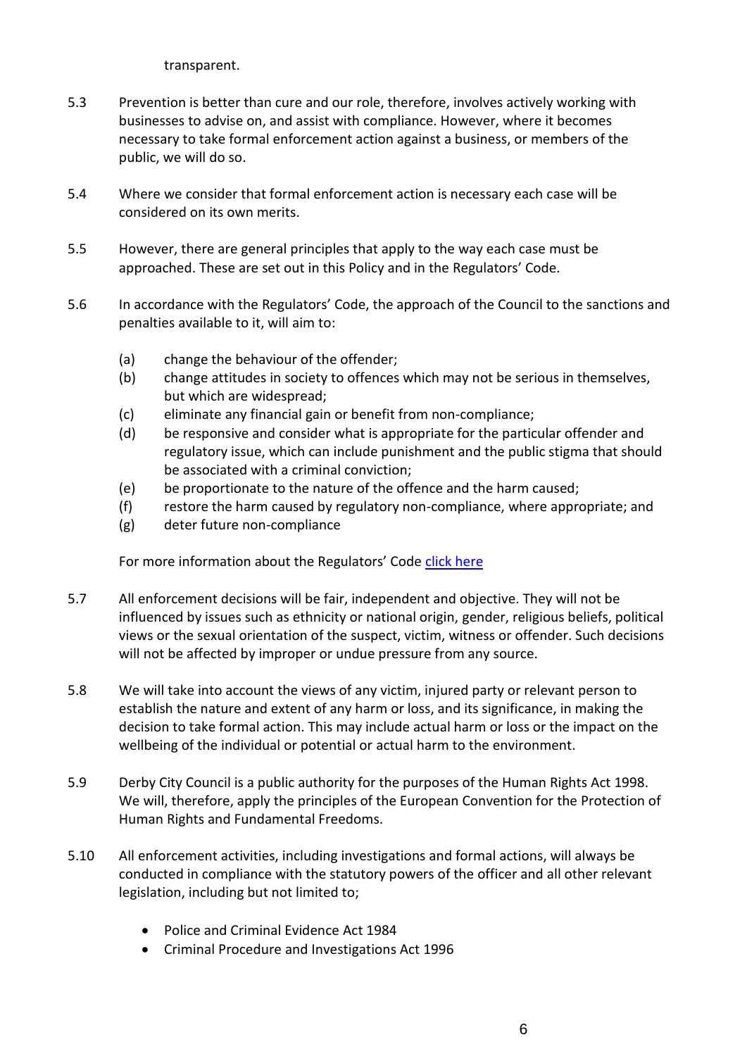transparent.

5.3 Prevention is better than cure and our role, therefore, involves actively working with businesses to advise on, and assist with compliance. However, where it becomes necessary to take formal enforcement action against a business, or members of the public, we will do so.

5.4 Where we consider that formal enforcement action is necessary each case will be considered on its own merits.

5.5 However, there are general principles that apply to the way each case must be approached. These are set out in this Policy and in the Regulators' Code.

5.6 In accordance with the Regulators' Code, the approach of the Council to the sanctions and penalties available to it, will aim to:

- (a) change the behaviour of the offender;
- (b) change attitudes in society to offences which may not be serious in themselves, but which are widespread;
- (c) eliminate any financial gain or benefit from non-compliance;
- (d) be responsive and consider what is appropriate for the particular offender and regulatory issue, which can include punishment and the public stigma that should be associated with a criminal conviction;
- (e) be proportionate to the nature of the offence and the harm caused;
- (f) restore the harm caused by regulatory non-compliance, where appropriate; and
- (g) deter future non-compliance

For more information about the Regulators' Code click here

5.7 All enforcement decisions will be fair, independent and objective. They will not be influenced by issues such as ethnicity or national origin, gender, religious beliefs, political views or the sexual orientation of the suspect, victim, witness or offender. Such decisions will not be affected by improper or undue pressure from any source.

5.8 We will take into account the views of any victim, injured party or relevant person to establish the nature and extent of any harm or loss, and its significance, in making the decision to take formal action. This may include actual harm or loss or the impact on the wellbeing of the individual or potential or actual harm to the environment.

5.9 Derby City Council is a public authority for the purposes of the Human Rights Act 1998. We will, therefore, apply the principles of the European Convention for the Protection of Human Rights and Fundamental Freedoms.

5.10 All enforcement activities, including investigations and formal actions, will always be conducted in compliance with the statutory powers of the officer and all other relevant legislation, including but not limited to;

- Police and Criminal Evidence Act 1984
- Criminal Procedure and Investigations Act 1996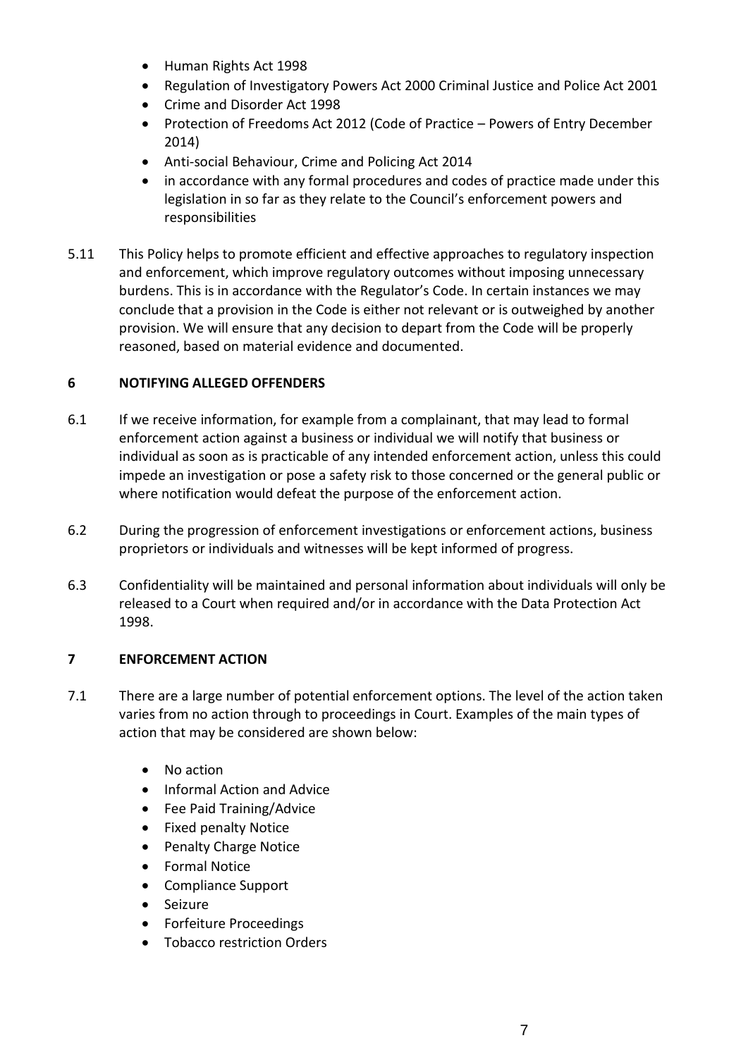- Human Rights Act 1998
- Regulation of Investigatory Powers Act 2000 Criminal Justice and Police Act 2001
- Crime and Disorder Act 1998
- Protection of Freedoms Act 2012 (Code of Practice – Powers of Entry December 2014)
- Anti-social Behaviour, Crime and Policing Act 2014
- in accordance with any formal procedures and codes of practice made under this legislation in so far as they relate to the Council's enforcement powers and responsibilities

5.11 This Policy helps to promote efficient and effective approaches to regulatory inspection and enforcement, which improve regulatory outcomes without imposing unnecessary burdens. This is in accordance with the Regulator's Code. In certain instances we may conclude that a provision in the Code is either not relevant or is outweighed by another provision. We will ensure that any decision to depart from the Code will be properly reasoned, based on material evidence and documented.

## 6 NOTIFYING ALLEGED OFFENDERS

6.1 If we receive information, for example from a complainant, that may lead to formal enforcement action against a business or individual we will notify that business or individual as soon as is practicable of any intended enforcement action, unless this could impede an investigation or pose a safety risk to those concerned or the general public or where notification would defeat the purpose of the enforcement action.

6.2 During the progression of enforcement investigations or enforcement actions, business proprietors or individuals and witnesses will be kept informed of progress.

6.3 Confidentiality will be maintained and personal information about individuals will only be released to a Court when required and/or in accordance with the Data Protection Act 1998.

## 7 ENFORCEMENT ACTION

7.1 There are a large number of potential enforcement options. The level of the action taken varies from no action through to proceedings in Court. Examples of the main types of action that may be considered are shown below:

- No action
- Informal Action and Advice
- Fee Paid Training/Advice
- Fixed penalty Notice
- Penalty Charge Notice
- Formal Notice
- Compliance Support
- Seizure
- Forfeiture Proceedings
- Tobacco restriction Orders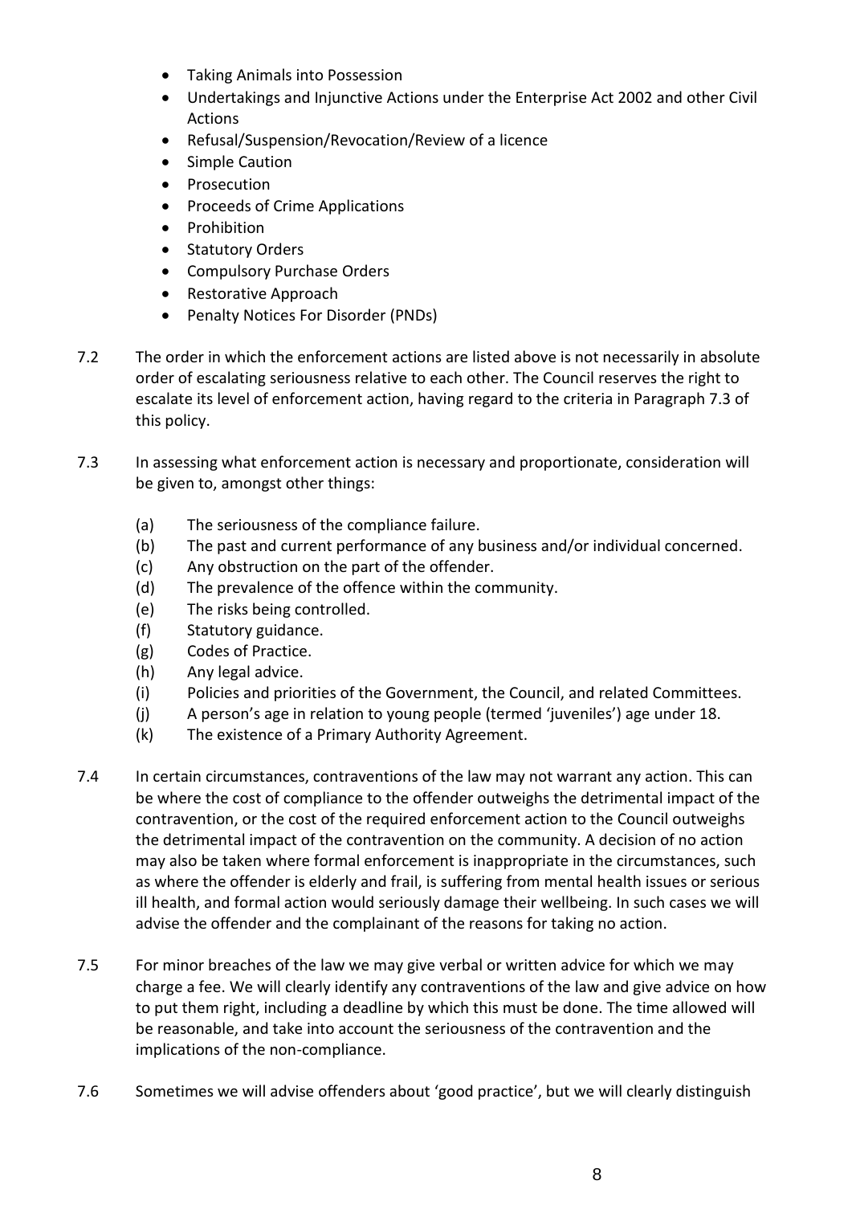- Taking Animals into Possession
- Undertakings and Injunctive Actions under the Enterprise Act 2002 and other Civil Actions
- Refusal/Suspension/Revocation/Review of a licence
- Simple Caution
- Prosecution
- Proceeds of Crime Applications
- Prohibition
- Statutory Orders
- Compulsory Purchase Orders
- Restorative Approach
- Penalty Notices For Disorder (PNDs)

7.2 The order in which the enforcement actions are listed above is not necessarily in absolute order of escalating seriousness relative to each other. The Council reserves the right to escalate its level of enforcement action, having regard to the criteria in Paragraph 7.3 of this policy.

7.3 In assessing what enforcement action is necessary and proportionate, consideration will be given to, amongst other things:

(a) The seriousness of the compliance failure.
(b) The past and current performance of any business and/or individual concerned.
(c) Any obstruction on the part of the offender.
(d) The prevalence of the offence within the community.
(e) The risks being controlled.
(f) Statutory guidance.
(g) Codes of Practice.
(h) Any legal advice.
(i) Policies and priorities of the Government, the Council, and related Committees.
(j) A person's age in relation to young people (termed 'juveniles') age under 18.
(k) The existence of a Primary Authority Agreement.

7.4 In certain circumstances, contraventions of the law may not warrant any action. This can be where the cost of compliance to the offender outweighs the detrimental impact of the contravention, or the cost of the required enforcement action to the Council outweighs the detrimental impact of the contravention on the community. A decision of no action may also be taken where formal enforcement is inappropriate in the circumstances, such as where the offender is elderly and frail, is suffering from mental health issues or serious ill health, and formal action would seriously damage their wellbeing. In such cases we will advise the offender and the complainant of the reasons for taking no action.

7.5 For minor breaches of the law we may give verbal or written advice for which we may charge a fee. We will clearly identify any contraventions of the law and give advice on how to put them right, including a deadline by which this must be done. The time allowed will be reasonable, and take into account the seriousness of the contravention and the implications of the non-compliance.

7.6 Sometimes we will advise offenders about 'good practice', but we will clearly distinguish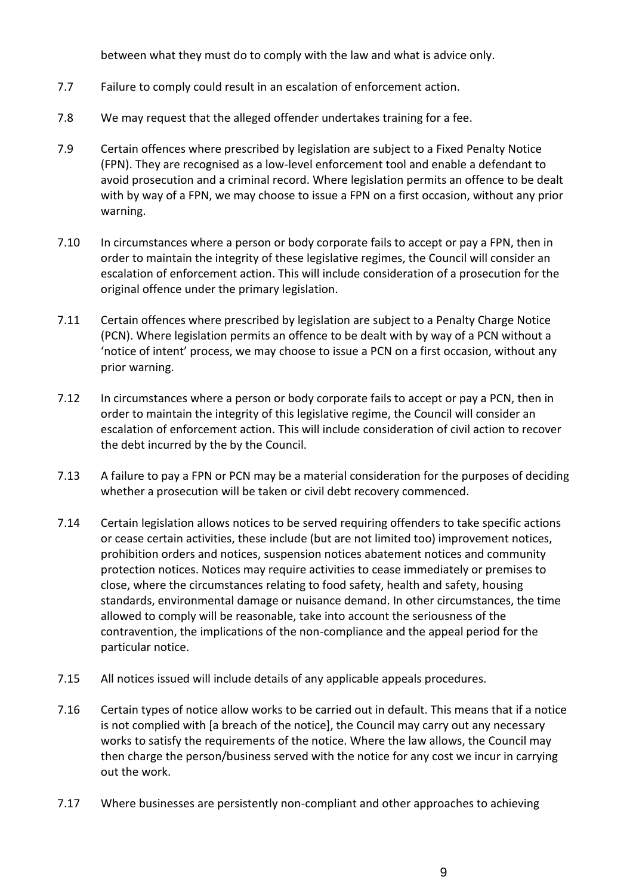between what they must do to comply with the law and what is advice only.

7.7 Failure to comply could result in an escalation of enforcement action.

7.8 We may request that the alleged offender undertakes training for a fee.

7.9 Certain offences where prescribed by legislation are subject to a Fixed Penalty Notice (FPN). They are recognised as a low-level enforcement tool and enable a defendant to avoid prosecution and a criminal record. Where legislation permits an offence to be dealt with by way of a FPN, we may choose to issue a FPN on a first occasion, without any prior warning.

7.10 In circumstances where a person or body corporate fails to accept or pay a FPN, then in order to maintain the integrity of these legislative regimes, the Council will consider an escalation of enforcement action. This will include consideration of a prosecution for the original offence under the primary legislation.

7.11 Certain offences where prescribed by legislation are subject to a Penalty Charge Notice (PCN). Where legislation permits an offence to be dealt with by way of a PCN without a 'notice of intent' process, we may choose to issue a PCN on a first occasion, without any prior warning.

7.12 In circumstances where a person or body corporate fails to accept or pay a PCN, then in order to maintain the integrity of this legislative regime, the Council will consider an escalation of enforcement action. This will include consideration of civil action to recover the debt incurred by the by the Council.

7.13 A failure to pay a FPN or PCN may be a material consideration for the purposes of deciding whether a prosecution will be taken or civil debt recovery commenced.

7.14 Certain legislation allows notices to be served requiring offenders to take specific actions or cease certain activities, these include (but are not limited too) improvement notices, prohibition orders and notices, suspension notices abatement notices and community protection notices. Notices may require activities to cease immediately or premises to close, where the circumstances relating to food safety, health and safety, housing standards, environmental damage or nuisance demand. In other circumstances, the time allowed to comply will be reasonable, take into account the seriousness of the contravention, the implications of the non-compliance and the appeal period for the particular notice.

7.15 All notices issued will include details of any applicable appeals procedures.

7.16 Certain types of notice allow works to be carried out in default. This means that if a notice is not complied with [a breach of the notice], the Council may carry out any necessary works to satisfy the requirements of the notice. Where the law allows, the Council may then charge the person/business served with the notice for any cost we incur in carrying out the work.

7.17 Where businesses are persistently non-compliant and other approaches to achieving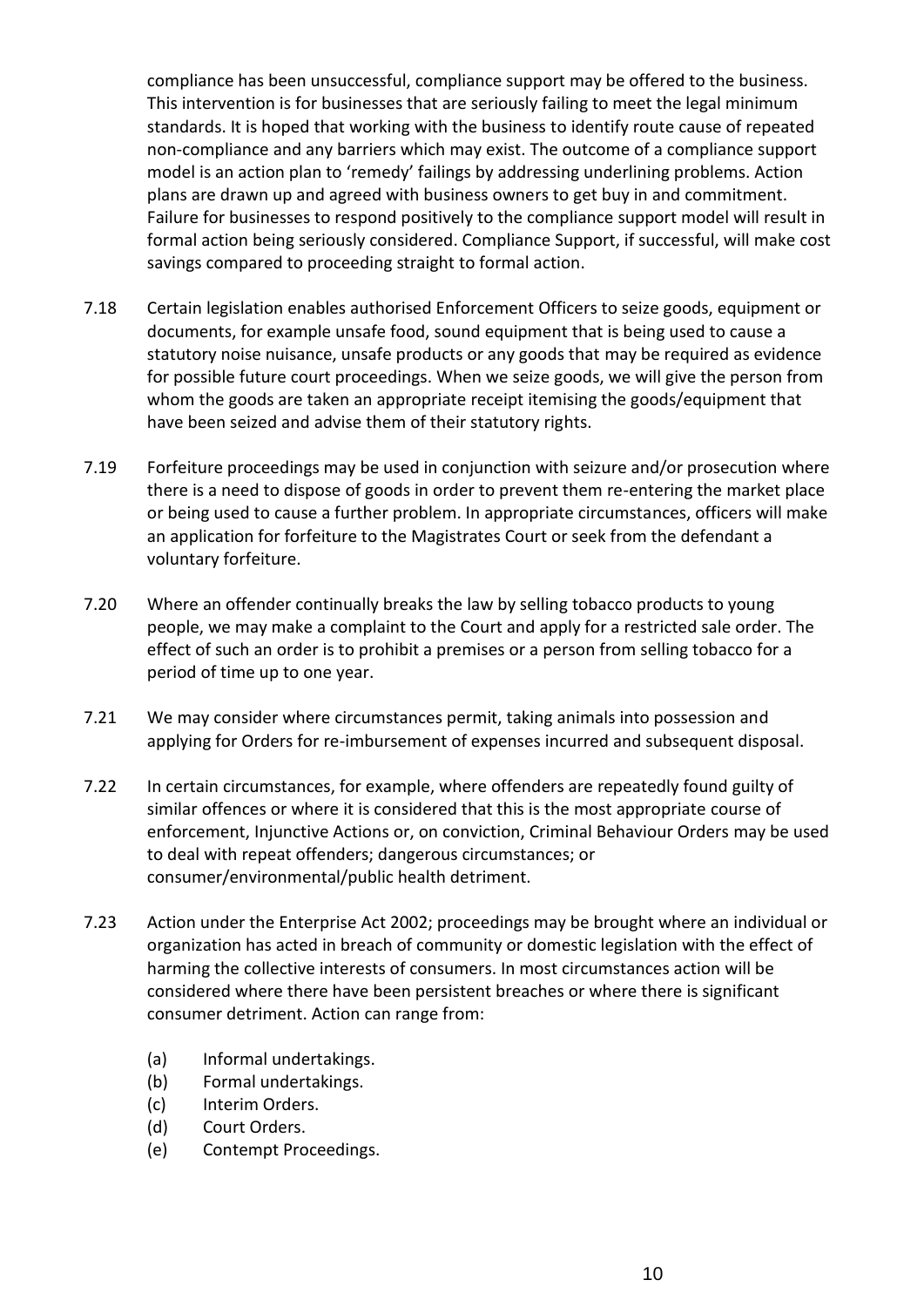compliance has been unsuccessful, compliance support may be offered to the business. This intervention is for businesses that are seriously failing to meet the legal minimum standards. It is hoped that working with the business to identify route cause of repeated non-compliance and any barriers which may exist. The outcome of a compliance support model is an action plan to 'remedy' failings by addressing underlining problems. Action plans are drawn up and agreed with business owners to get buy in and commitment. Failure for businesses to respond positively to the compliance support model will result in formal action being seriously considered. Compliance Support, if successful, will make cost savings compared to proceeding straight to formal action.

7.18 Certain legislation enables authorised Enforcement Officers to seize goods, equipment or documents, for example unsafe food, sound equipment that is being used to cause a statutory noise nuisance, unsafe products or any goods that may be required as evidence for possible future court proceedings. When we seize goods, we will give the person from whom the goods are taken an appropriate receipt itemising the goods/equipment that have been seized and advise them of their statutory rights.

7.19 Forfeiture proceedings may be used in conjunction with seizure and/or prosecution where there is a need to dispose of goods in order to prevent them re-entering the market place or being used to cause a further problem. In appropriate circumstances, officers will make an application for forfeiture to the Magistrates Court or seek from the defendant a voluntary forfeiture.

7.20 Where an offender continually breaks the law by selling tobacco products to young people, we may make a complaint to the Court and apply for a restricted sale order. The effect of such an order is to prohibit a premises or a person from selling tobacco for a period of time up to one year.

7.21 We may consider where circumstances permit, taking animals into possession and applying for Orders for re-imbursement of expenses incurred and subsequent disposal.

7.22 In certain circumstances, for example, where offenders are repeatedly found guilty of similar offences or where it is considered that this is the most appropriate course of enforcement, Injunctive Actions or, on conviction, Criminal Behaviour Orders may be used to deal with repeat offenders; dangerous circumstances; or consumer/environmental/public health detriment.

7.23 Action under the Enterprise Act 2002; proceedings may be brought where an individual or organization has acted in breach of community or domestic legislation with the effect of harming the collective interests of consumers. In most circumstances action will be considered where there have been persistent breaches or where there is significant consumer detriment. Action can range from:

(a) Informal undertakings.
(b) Formal undertakings.
(c) Interim Orders.
(d) Court Orders.
(e) Contempt Proceedings.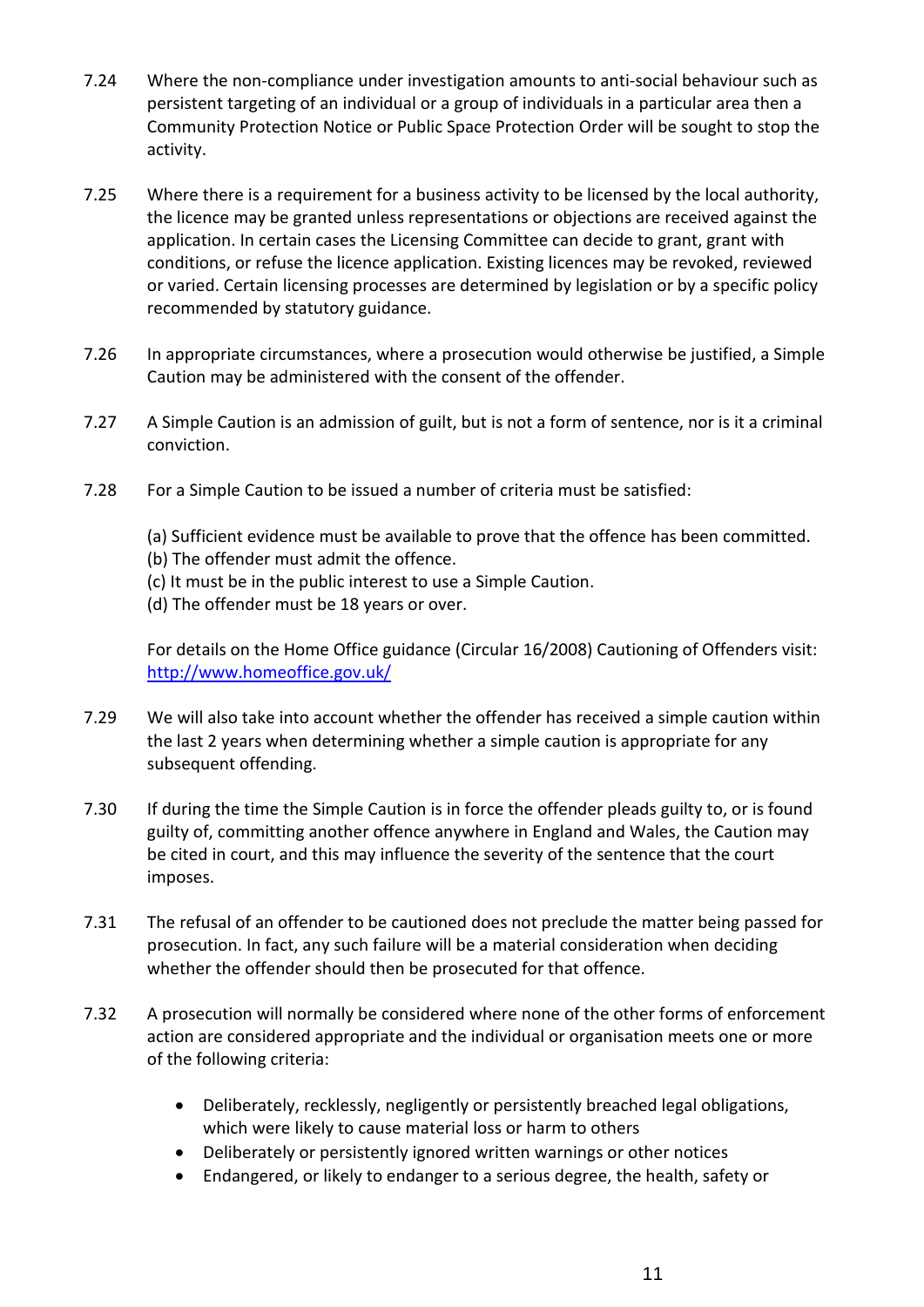7.24 Where the non-compliance under investigation amounts to anti-social behaviour such as persistent targeting of an individual or a group of individuals in a particular area then a Community Protection Notice or Public Space Protection Order will be sought to stop the activity.

7.25 Where there is a requirement for a business activity to be licensed by the local authority, the licence may be granted unless representations or objections are received against the application. In certain cases the Licensing Committee can decide to grant, grant with conditions, or refuse the licence application. Existing licences may be revoked, reviewed or varied. Certain licensing processes are determined by legislation or by a specific policy recommended by statutory guidance.

7.26 In appropriate circumstances, where a prosecution would otherwise be justified, a Simple Caution may be administered with the consent of the offender.

7.27 A Simple Caution is an admission of guilt, but is not a form of sentence, nor is it a criminal conviction.

7.28 For a Simple Caution to be issued a number of criteria must be satisfied:

(a) Sufficient evidence must be available to prove that the offence has been committed.
(b) The offender must admit the offence.
(c) It must be in the public interest to use a Simple Caution.
(d) The offender must be 18 years or over.

For details on the Home Office guidance (Circular 16/2008) Cautioning of Offenders visit: [http://www.homeoffice.gov.uk/](http://www.homeoffice.gov.uk/)

7.29 We will also take into account whether the offender has received a simple caution within the last 2 years when determining whether a simple caution is appropriate for any subsequent offending.

7.30 If during the time the Simple Caution is in force the offender pleads guilty to, or is found guilty of, committing another offence anywhere in England and Wales, the Caution may be cited in court, and this may influence the severity of the sentence that the court imposes.

7.31 The refusal of an offender to be cautioned does not preclude the matter being passed for prosecution. In fact, any such failure will be a material consideration when deciding whether the offender should then be prosecuted for that offence.

7.32 A prosecution will normally be considered where none of the other forms of enforcement action are considered appropriate and the individual or organisation meets one or more of the following criteria:

- Deliberately, recklessly, negligently or persistently breached legal obligations, which were likely to cause material loss or harm to others
- Deliberately or persistently ignored written warnings or other notices
- Endangered, or likely to endanger to a serious degree, the health, safety or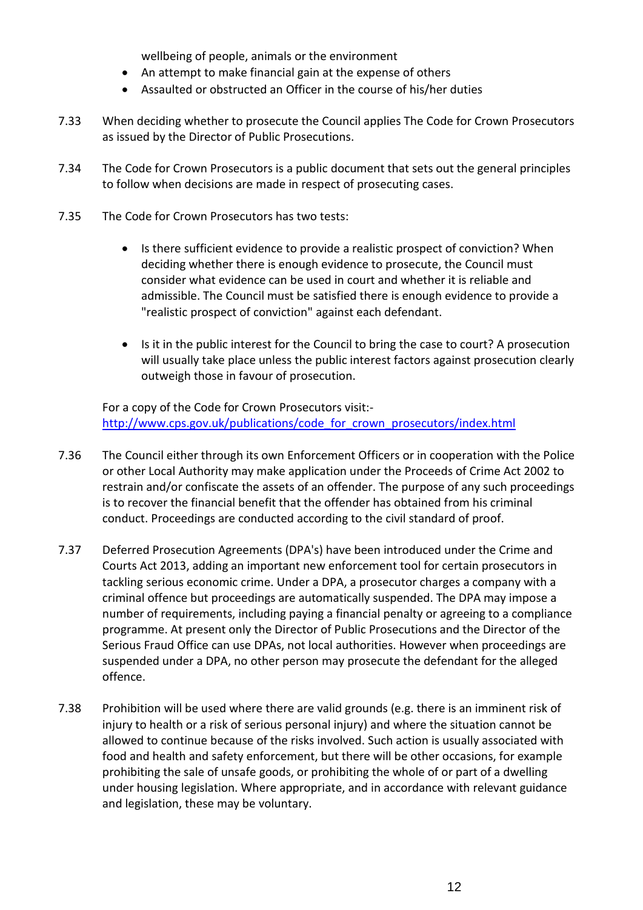wellbeing of people, animals or the environment

- An attempt to make financial gain at the expense of others
- Assaulted or obstructed an Officer in the course of his/her duties

7.33 When deciding whether to prosecute the Council applies The Code for Crown Prosecutors as issued by the Director of Public Prosecutions.

7.34 The Code for Crown Prosecutors is a public document that sets out the general principles to follow when decisions are made in respect of prosecuting cases.

7.35 The Code for Crown Prosecutors has two tests:

- Is there sufficient evidence to provide a realistic prospect of conviction? When deciding whether there is enough evidence to prosecute, the Council must consider what evidence can be used in court and whether it is reliable and admissible. The Council must be satisfied there is enough evidence to provide a "realistic prospect of conviction" against each defendant.

- Is it in the public interest for the Council to bring the case to court? A prosecution will usually take place unless the public interest factors against prosecution clearly outweigh those in favour of prosecution.

For a copy of the Code for Crown Prosecutors visit:- [http://www.cps.gov.uk/publications/code_for_crown_prosecutors/index.html](http://www.cps.gov.uk/publications/code_for_crown_prosecutors/index.html)

7.36 The Council either through its own Enforcement Officers or in cooperation with the Police or other Local Authority may make application under the Proceeds of Crime Act 2002 to restrain and/or confiscate the assets of an offender. The purpose of any such proceedings is to recover the financial benefit that the offender has obtained from his criminal conduct. Proceedings are conducted according to the civil standard of proof.

7.37 Deferred Prosecution Agreements (DPA's) have been introduced under the Crime and Courts Act 2013, adding an important new enforcement tool for certain prosecutors in tackling serious economic crime. Under a DPA, a prosecutor charges a company with a criminal offence but proceedings are automatically suspended. The DPA may impose a number of requirements, including paying a financial penalty or agreeing to a compliance programme. At present only the Director of Public Prosecutions and the Director of the Serious Fraud Office can use DPAs, not local authorities. However when proceedings are suspended under a DPA, no other person may prosecute the defendant for the alleged offence.

7.38 Prohibition will be used where there are valid grounds (e.g. there is an imminent risk of injury to health or a risk of serious personal injury) and where the situation cannot be allowed to continue because of the risks involved. Such action is usually associated with food and health and safety enforcement, but there will be other occasions, for example prohibiting the sale of unsafe goods, or prohibiting the whole of or part of a dwelling under housing legislation. Where appropriate, and in accordance with relevant guidance and legislation, these may be voluntary.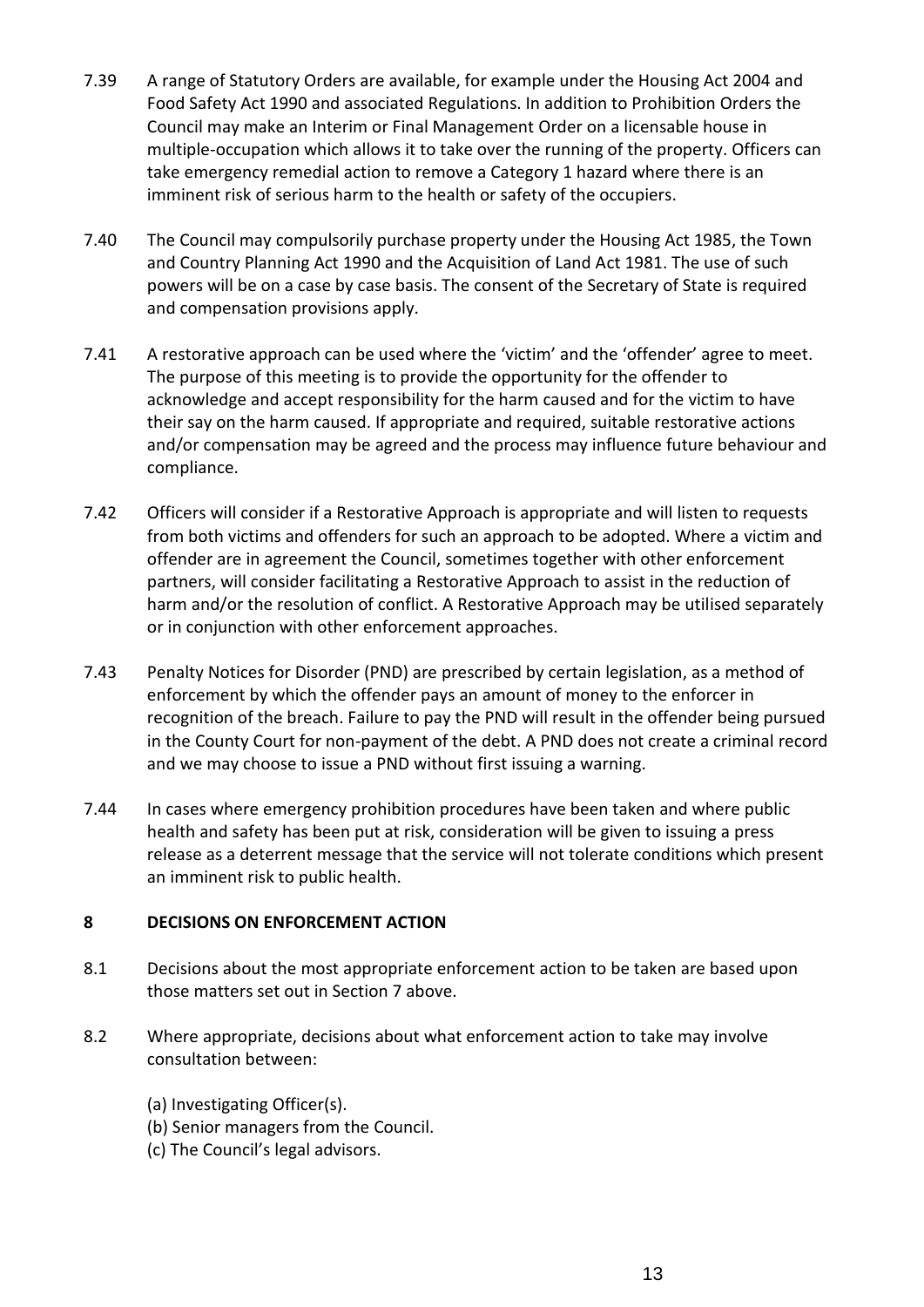7.39 A range of Statutory Orders are available, for example under the Housing Act 2004 and Food Safety Act 1990 and associated Regulations. In addition to Prohibition Orders the Council may make an Interim or Final Management Order on a licensable house in multiple-occupation which allows it to take over the running of the property. Officers can take emergency remedial action to remove a Category 1 hazard where there is an imminent risk of serious harm to the health or safety of the occupiers.

7.40 The Council may compulsorily purchase property under the Housing Act 1985, the Town and Country Planning Act 1990 and the Acquisition of Land Act 1981. The use of such powers will be on a case by case basis. The consent of the Secretary of State is required and compensation provisions apply.

7.41 A restorative approach can be used where the 'victim' and the 'offender' agree to meet. The purpose of this meeting is to provide the opportunity for the offender to acknowledge and accept responsibility for the harm caused and for the victim to have their say on the harm caused. If appropriate and required, suitable restorative actions and/or compensation may be agreed and the process may influence future behaviour and compliance.

7.42 Officers will consider if a Restorative Approach is appropriate and will listen to requests from both victims and offenders for such an approach to be adopted. Where a victim and offender are in agreement the Council, sometimes together with other enforcement partners, will consider facilitating a Restorative Approach to assist in the reduction of harm and/or the resolution of conflict. A Restorative Approach may be utilised separately or in conjunction with other enforcement approaches.

7.43 Penalty Notices for Disorder (PND) are prescribed by certain legislation, as a method of enforcement by which the offender pays an amount of money to the enforcer in recognition of the breach. Failure to pay the PND will result in the offender being pursued in the County Court for non-payment of the debt. A PND does not create a criminal record and we may choose to issue a PND without first issuing a warning.

7.44 In cases where emergency prohibition procedures have been taken and where public health and safety has been put at risk, consideration will be given to issuing a press release as a deterrent message that the service will not tolerate conditions which present an imminent risk to public health.

## 8 DECISIONS ON ENFORCEMENT ACTION

8.1 Decisions about the most appropriate enforcement action to be taken are based upon those matters set out in Section 7 above.

8.2 Where appropriate, decisions about what enforcement action to take may involve consultation between:

(a) Investigating Officer(s).
(b) Senior managers from the Council.
(c) The Council's legal advisors.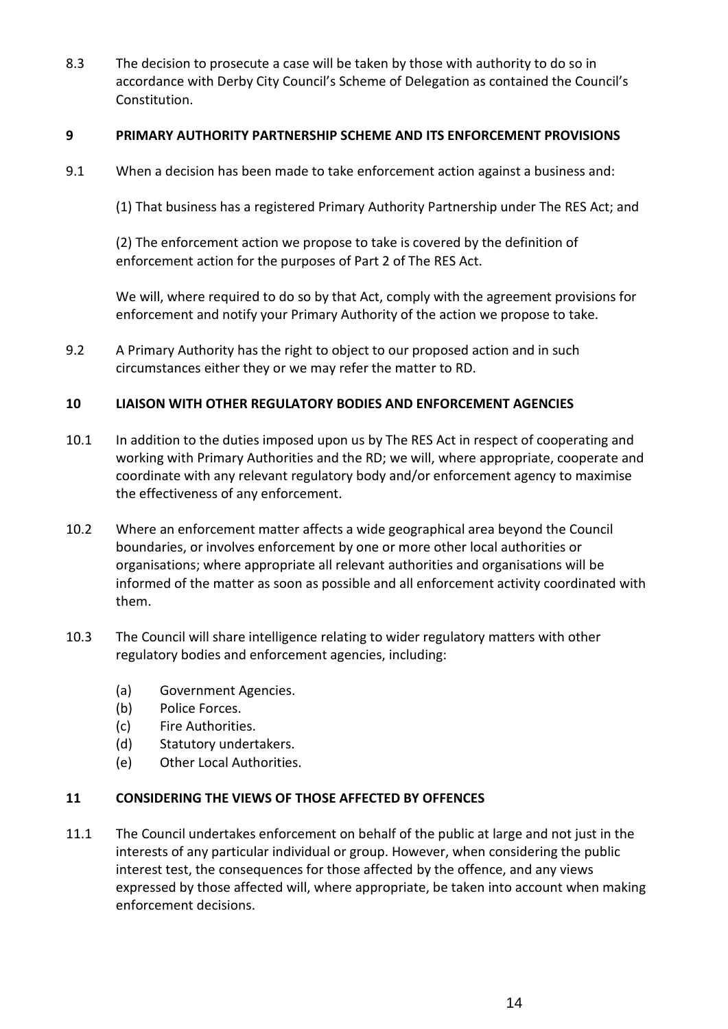8.3 The decision to prosecute a case will be taken by those with authority to do so in accordance with Derby City Council's Scheme of Delegation as contained the Council's Constitution.

## 9 PRIMARY AUTHORITY PARTNERSHIP SCHEME AND ITS ENFORCEMENT PROVISIONS

9.1 When a decision has been made to take enforcement action against a business and:

(1) That business has a registered Primary Authority Partnership under The RES Act; and

(2) The enforcement action we propose to take is covered by the definition of enforcement action for the purposes of Part 2 of The RES Act.

We will, where required to do so by that Act, comply with the agreement provisions for enforcement and notify your Primary Authority of the action we propose to take.

9.2 A Primary Authority has the right to object to our proposed action and in such circumstances either they or we may refer the matter to RD.

## 10 LIAISON WITH OTHER REGULATORY BODIES AND ENFORCEMENT AGENCIES

10.1 In addition to the duties imposed upon us by The RES Act in respect of cooperating and working with Primary Authorities and the RD; we will, where appropriate, cooperate and coordinate with any relevant regulatory body and/or enforcement agency to maximise the effectiveness of any enforcement.

10.2 Where an enforcement matter affects a wide geographical area beyond the Council boundaries, or involves enforcement by one or more other local authorities or organisations; where appropriate all relevant authorities and organisations will be informed of the matter as soon as possible and all enforcement activity coordinated with them.

10.3 The Council will share intelligence relating to wider regulatory matters with other regulatory bodies and enforcement agencies, including:

- (a) Government Agencies.
- (b) Police Forces.
- (c) Fire Authorities.
- (d) Statutory undertakers.
- (e) Other Local Authorities.

## 11 CONSIDERING THE VIEWS OF THOSE AFFECTED BY OFFENCES

11.1 The Council undertakes enforcement on behalf of the public at large and not just in the interests of any particular individual or group. However, when considering the public interest test, the consequences for those affected by the offence, and any views expressed by those affected will, where appropriate, be taken into account when making enforcement decisions.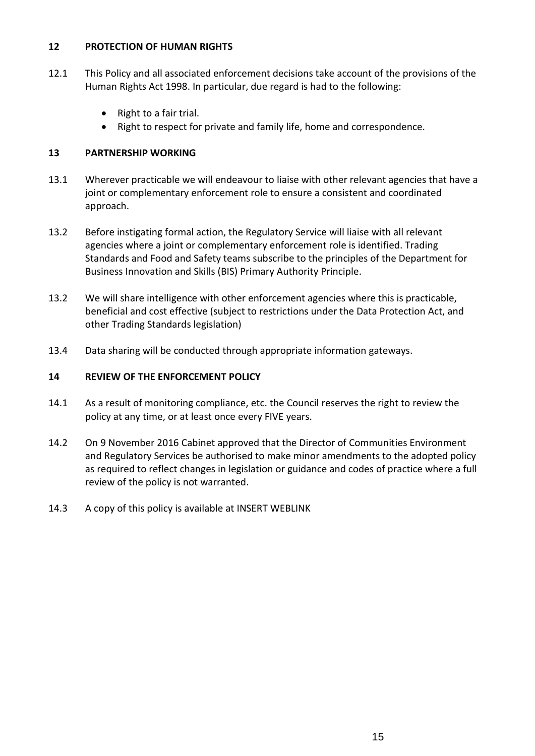## 12 PROTECTION OF HUMAN RIGHTS

12.1 This Policy and all associated enforcement decisions take account of the provisions of the Human Rights Act 1998. In particular, due regard is had to the following:

- Right to a fair trial.
- Right to respect for private and family life, home and correspondence.

## 13 PARTNERSHIP WORKING

13.1 Wherever practicable we will endeavour to liaise with other relevant agencies that have a joint or complementary enforcement role to ensure a consistent and coordinated approach.

13.2 Before instigating formal action, the Regulatory Service will liaise with all relevant agencies where a joint or complementary enforcement role is identified. Trading Standards and Food and Safety teams subscribe to the principles of the Department for Business Innovation and Skills (BIS) Primary Authority Principle.

13.2 We will share intelligence with other enforcement agencies where this is practicable, beneficial and cost effective (subject to restrictions under the Data Protection Act, and other Trading Standards legislation)

13.4 Data sharing will be conducted through appropriate information gateways.

## 14 REVIEW OF THE ENFORCEMENT POLICY

14.1 As a result of monitoring compliance, etc. the Council reserves the right to review the policy at any time, or at least once every FIVE years.

14.2 On 9 November 2016 Cabinet approved that the Director of Communities Environment and Regulatory Services be authorised to make minor amendments to the adopted policy as required to reflect changes in legislation or guidance and codes of practice where a full review of the policy is not warranted.

14.3 A copy of this policy is available at INSERT WEBLINK